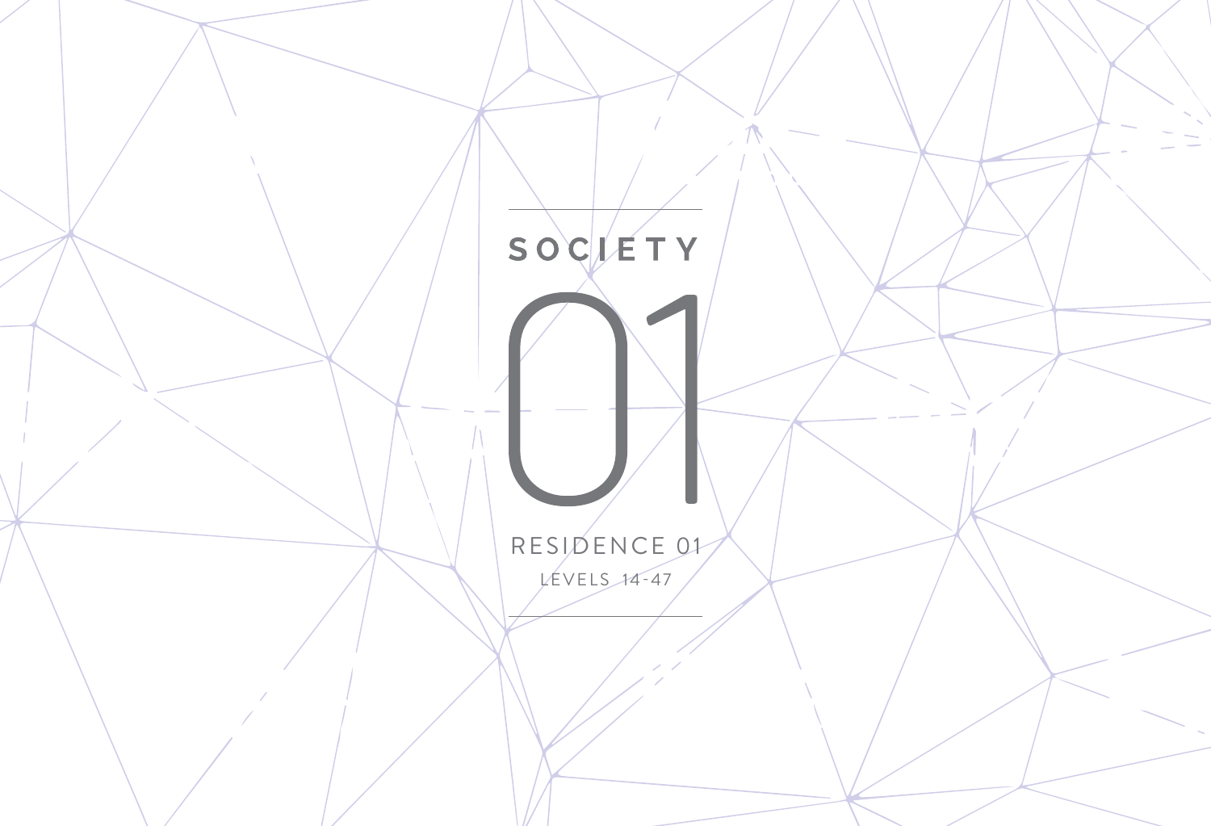# SOCIETY

# 01

RESIDENCE 01

LEVELS 14-47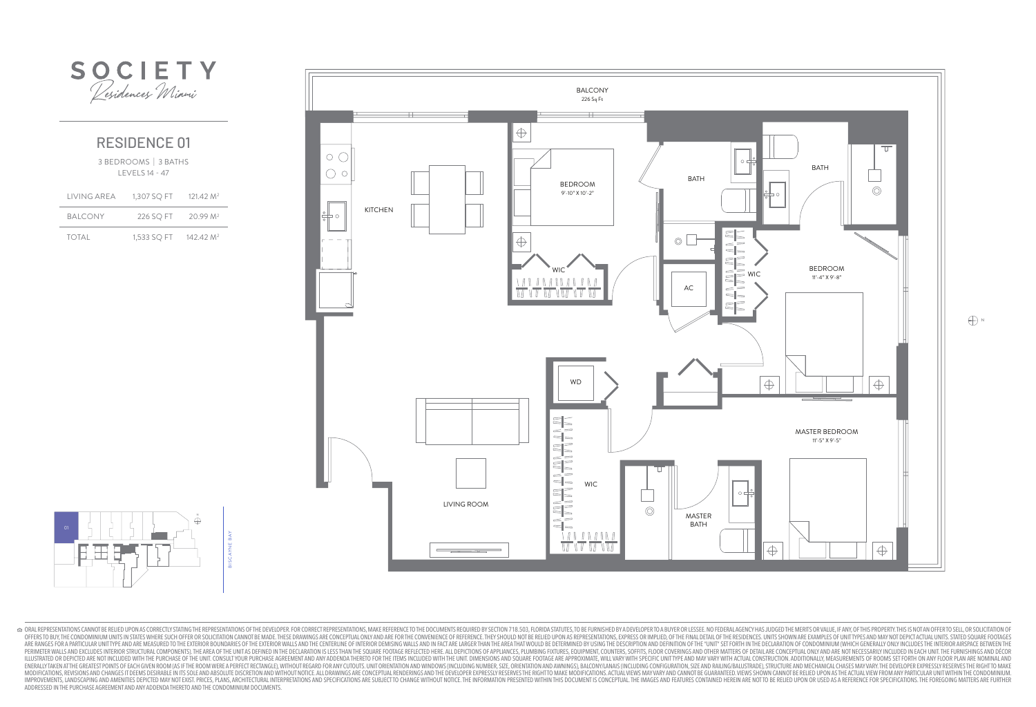# SOCIETY

*Residences Miami*

## RESIDENCE 01

3 BEDROOMS | 3 BATHS

LEVELS 14 - 47

| | | |
|---|---|---|
| LIVING AREA | 1,307 SQ FT | 121.42 M² |
| BALCONY | 226 SQ FT | 20.99 M² |
| TOTAL | 1,533 SQ FT | 142.42 M² |

BALCONY
226 Sq Ft

KITCHEN

BEDROOM
9'-10" X 10'-2"

BATH

BATH

WIC

AC

WIC

BEDROOM
11'-4" X 9'-8"

WD

MASTER BEDROOM
11'-5" X 9'-5"

WIC

LIVING ROOM

MASTER BATH

N

01

BISCAYNE BAY

ORAL REPRESENTATIONS CANNOT BE RELIED UPON AS CORRECTLY STATING THE REPRESENTATIONS OF THE DEVELOPER. FOR CORRECT REPRESENTATIONS, MAKE REFERENCE TO THE DOCUMENTS REQUIRED BY SECTION 718.503, FLORIDA STATUTES, TO BE FURNISHED BY A DEVELOPER TO A BUYER OR LESSEE. NO FEDERAL AGENCY HAS JUDGED THE MERITS OR VALUE, IF ANY, OF THIS PROPERTY. THIS IS NOT AN OFFER TO SELL, OR SOLICITATION OF OFFERS TO BUY, THE CONDOMINIUM UNITS IN STATES WHERE SUCH OFFER OR SOLICITATION CANNOT BE MADE. THESE DRAWINGS ARE CONCEPTUAL ONLY AND ARE FOR THE CONVENIENCE OF REFERENCE. THEY SHOULD NOT BE RELIED UPON AS REPRESENTATIONS, EXPRESS OR IMPLIED, OF THE FINAL DETAIL OF THE RESIDENCES. UNITS SHOWN ARE EXAMPLES OF UNIT TYPES AND MAY NOT DEPICT ACTUAL UNITS. STATED SQUARE FOOTAGES ARE RANGES FOR A PARTICULAR UNIT TYPE AND ARE MEASURED TO THE EXTERIOR BOUNDARIES OF THE EXTERIOR WALLS AND THE CENTERLINE OF INTERIOR DEMISING WALLS AND IN FACT ARE LARGER THAN THE AREA THAT WOULD BE DETERMINED BY USING THE DESCRIPTION AND DEFINITION OF THE "UNIT" SET FORTH IN THE DECLARATION OF CONDOMINIUM (WHICH GENERALLY ONLY INCLUDES THE INTERIOR AIRSPACE BETWEEN THE PERIMETER WALLS AND EXCLUDES INTERIOR STRUCTURAL COMPONENTS). THE AREA OF THE UNIT AS DEFINED IN THE DECLARATION IS LESS THAN THE SQUARE FOOTAGE REFLECTED HERE. ALL DEPICTIONS OF APPLIANCES, PLUMBING FIXTURES, EQUIPMENT, COUNTERS, SOFFITS, FLOOR COVERINGS AND OTHER MATTERS OF DETAIL ARE CONCEPTUAL ONLY AND ARE NOT NECESSARILY INCLUDED IN EACH UNIT. THE FURNISHINGS AND DÉCOR ILLUSTRATED OR DEPICTED ARE NOT INCLUDED WITH THE PURCHASE OF THE UNIT. CONSULT YOUR PURCHASE AGREEMENT AND ANY ADDENDA THERETO FOR THE ITEMS INCLUDED WITH THE UNIT. DIMENSIONS AND SQUARE FOOTAGE ARE APPROXIMATE, WILL VARY WITH SPECIFIC UNIT TYPE AND MAY VARY WITH ACTUAL CONSTRUCTION. ADDITIONALLY, MEASUREMENTS OF ROOMS SET FORTH ON ANY FLOOR PLAN ARE NOMINAL AND GENERALLY TAKEN AT THE GREATEST POINTS OF EACH GIVEN ROOM (AS IF THE ROOM WERE A PERFECT RECTANGLE), WITHOUT REGARD FOR ANY CUTOUTS. UNIT ORIENTATION AND WINDOWS (INCLUDING NUMBER, SIZE, ORIENTATION AND AWNINGS), BALCONY/LANAIS (INCLUDING CONFIGURATION, SIZE AND RAILING/BALUSTRADE), STRUCTURE AND MECHANICAL CHASES MAY VARY. THE DEVELOPER EXPRESSLY RESERVES THE RIGHT TO MAKE MODIFICATIONS, REVISIONS AND CHANGES IT DEEMS DESIRABLE IN ITS SOLE AND ABSOLUTE DISCRETION AND WITHOUT NOTICE. ALL DRAWINGS ARE CONCEPTUAL RENDERINGS AND THE DEVELOPER EXPRESSLY RESERVES THE RIGHT TO MAKE MODIFICATIONS. ACTUAL VIEWS MAY VARY AND CANNOT BE GUARANTEED. VIEWS SHOWN CANNOT BE RELIED UPON AS THE ACTUAL VIEW FROM ANY PARTICULAR UNIT WITHIN THE CONDOMINIUM. IMPROVEMENTS, LANDSCAPING AND AMENITIES DEPICTED MAY NOT EXIST. PRICES, PLANS, ARCHITECTURAL INTERPRETATIONS AND SPECIFICATIONS ARE SUBJECT TO CHANGE WITHOUT NOTICE. THE INFORMATION PRESENTED WITHIN THIS DOCUMENT IS CONCEPTUAL. THE IMAGES AND FEATURES CONTAINED HEREIN ARE NOT TO BE RELIED UPON OR USED AS A REFERENCE FOR SPECIFICATIONS. THE FOREGOING MATTERS ARE FURTHER ADDRESSED IN THE PURCHASE AGREEMENT AND ANY ADDENDA THERETO AND THE CONDOMINIUM DOCUMENTS.